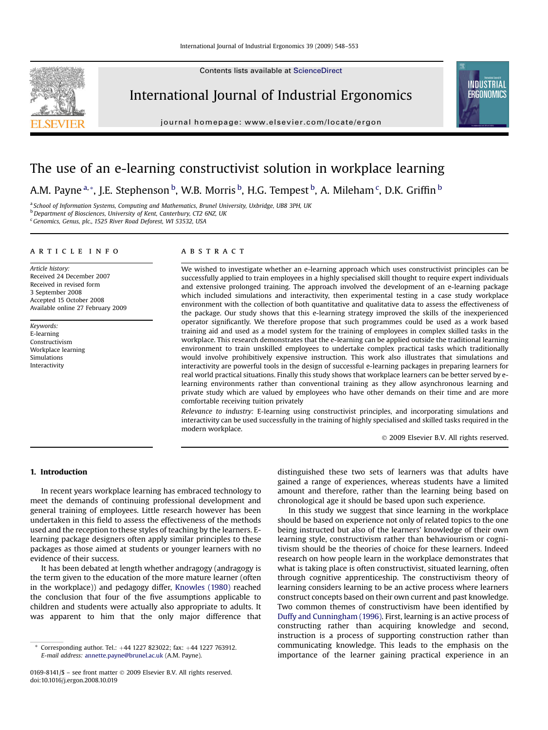# The use of an e-learning constructivist solution in workplace learning

A.M. Payne [a,*], J.E. Stephenson [b], W.B. Morris [b], H.G. Tempest [b], A. Mileham [c], D.K. Griffin [b]

[a] School of Information Systems, Computing and Mathematics, Brunel University, Uxbridge, UB8 3PH, UK
[b] Department of Biosciences, University of Kent, Canterbury, CT2 6NZ, UK
[c] Genomics, Genus, plc., 1525 River Road Deforest, WI 53532, USA

## ARTICLE INFO

*Article history:*
Received 24 December 2007
Received in revised form
3 September 2008
Accepted 15 October 2008
Available online 27 February 2009

*Keywords:*
E-learning
Constructivism
Workplace learning
Simulations
Interactivity

## ABSTRACT

We wished to investigate whether an e-learning approach which uses constructivist principles can be successfully applied to train employees in a highly specialised skill thought to require expert individuals and extensive prolonged training. The approach involved the development of an e-learning package which included simulations and interactivity, then experimental testing in a case study workplace environment with the collection of both quantitative and qualitative data to assess the effectiveness of the package. Our study shows that this e-learning strategy improved the skills of the inexperienced operator significantly. We therefore propose that such programmes could be used as a work based training aid and used as a model system for the training of employees in complex skilled tasks in the workplace. This research demonstrates that the e-learning can be applied outside the traditional learning environment to train unskilled employees to undertake complex practical tasks which traditionally would involve prohibitively expensive instruction. This work also illustrates that simulations and interactivity are powerful tools in the design of successful e-learning packages in preparing learners for real world practical situations. Finally this study shows that workplace learners can be better served by e-learning environments rather than conventional training as they allow asynchronous learning and private study which are valued by employees who have other demands on their time and are more comfortable receiving tuition privately

*Relevance to industry:* E-learning using constructivist principles, and incorporating simulations and interactivity can be used successfully in the training of highly specialised and skilled tasks required in the modern workplace.

© 2009 Elsevier B.V. All rights reserved.

## 1. Introduction

In recent years workplace learning has embraced technology to meet the demands of continuing professional development and general training of employees. Little research however has been undertaken in this field to assess the effectiveness of the methods used and the reception to these styles of teaching by the learners. E-learning package designers often apply similar principles to these packages as those aimed at students or younger learners with no evidence of their success.

It has been debated at length whether andragogy (andragogy is the term given to the education of the more mature learner (often in the workplace)) and pedagogy differ, Knowles (1980) reached the conclusion that four of the five assumptions applicable to children and students were actually also appropriate to adults. It was apparent to him that the only major difference that distinguished these two sets of learners was that adults have gained a range of experiences, whereas students have a limited amount and therefore, rather than the learning being based on chronological age it should be based upon such experience.

In this study we suggest that since learning in the workplace should be based on experience not only of related topics to the one being instructed but also of the learners' knowledge of their own learning style, constructivism rather than behaviourism or cognitivism should be the theories of choice for these learners. Indeed research on how people learn in the workplace demonstrates that what is taking place is often constructivist, situated learning, often through cognitive apprenticeship. The constructivism theory of learning considers learning to be an active process where learners construct concepts based on their own current and past knowledge. Two common themes of constructivism have been identified by Duffy and Cunningham (1996). First, learning is an active process of constructing rather than acquiring knowledge and second, instruction is a process of supporting construction rather than communicating knowledge. This leads to the emphasis on the importance of the learner gaining practical experience in an

* Corresponding author. Tel.: +44 1227 823022; fax: +44 1227 763912.
*E-mail address:* annette.payne@brunel.ac.uk (A.M. Payne).

0169-8141/$ – see front matter © 2009 Elsevier B.V. All rights reserved.
doi:10.1016/j.ergon.2008.10.019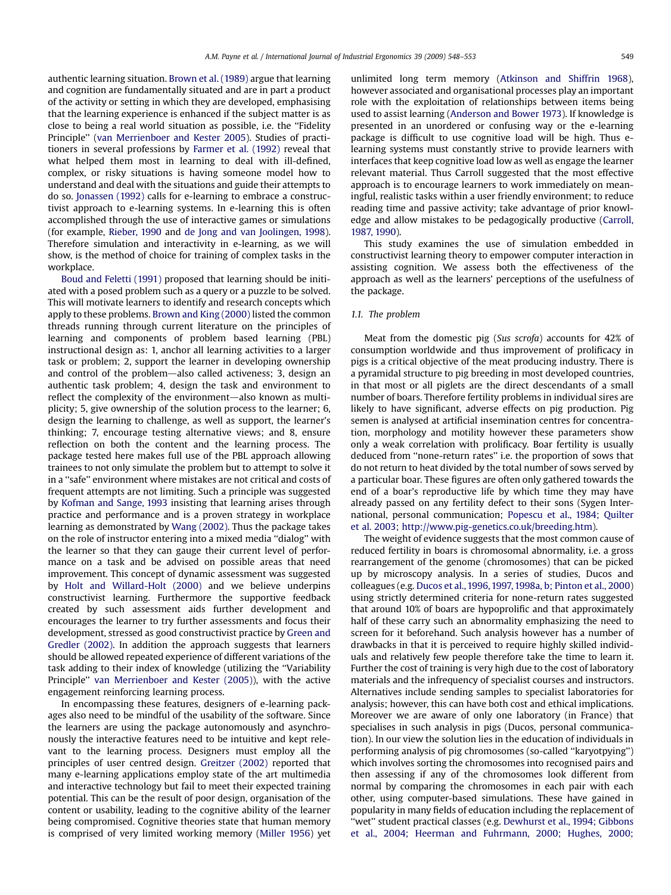authentic learning situation. Brown et al. (1989) argue that learning and cognition are fundamentally situated and are in part a product of the activity or setting in which they are developed, emphasising that the learning experience is enhanced if the subject matter is as close to being a real world situation as possible, i.e. the ‘‘Fidelity Principle’’ (van Merrienboer and Kester 2005). Studies of practitioners in several professions by Farmer et al. (1992) reveal that what helped them most in learning to deal with ill-defined, complex, or risky situations is having someone model how to understand and deal with the situations and guide their attempts to do so. Jonassen (1992) calls for e-learning to embrace a constructivist approach to e-learning systems. In e-learning this is often accomplished through the use of interactive games or simulations (for example, Rieber, 1990 and de Jong and van Joolingen, 1998). Therefore simulation and interactivity in e-learning, as we will show, is the method of choice for training of complex tasks in the workplace.

Boud and Feletti (1991) proposed that learning should be initiated with a posed problem such as a query or a puzzle to be solved. This will motivate learners to identify and research concepts which apply to these problems. Brown and King (2000) listed the common threads running through current literature on the principles of learning and components of problem based learning (PBL) instructional design as: 1, anchor all learning activities to a larger task or problem; 2, support the learner in developing ownership and control of the problem—also called activeness; 3, design an authentic task problem; 4, design the task and environment to reflect the complexity of the environment—also known as multiplicity; 5, give ownership of the solution process to the learner; 6, design the learning to challenge, as well as support, the learner’s thinking; 7, encourage testing alternative views; and 8, ensure reflection on both the content and the learning process. The package tested here makes full use of the PBL approach allowing trainees to not only simulate the problem but to attempt to solve it in a ‘‘safe’’ environment where mistakes are not critical and costs of frequent attempts are not limiting. Such a principle was suggested by Kofman and Sange, 1993 insisting that learning arises through practice and performance and is a proven strategy in workplace learning as demonstrated by Wang (2002). Thus the package takes on the role of instructor entering into a mixed media ‘‘dialog’’ with the learner so that they can gauge their current level of performance on a task and be advised on possible areas that need improvement. This concept of dynamic assessment was suggested by Holt and Willard-Holt (2000) and we believe underpins constructivist learning. Furthermore the supportive feedback created by such assessment aids further development and encourages the learner to try further assessments and focus their development, stressed as good constructivist practice by Green and Gredler (2002). In addition the approach suggests that learners should be allowed repeated experience of different variations of the task adding to their index of knowledge (utilizing the ‘‘Variability Principle’’ van Merrienboer and Kester (2005)), with the active engagement reinforcing learning process.

In encompassing these features, designers of e-learning packages also need to be mindful of the usability of the software. Since the learners are using the package autonomously and asynchronously the interactive features need to be intuitive and kept relevant to the learning process. Designers must employ all the principles of user centred design. Greitzer (2002) reported that many e-learning applications employ state of the art multimedia and interactive technology but fail to meet their expected training potential. This can be the result of poor design, organisation of the content or usability, leading to the cognitive ability of the learner being compromised. Cognitive theories state that human memory is comprised of very limited working memory (Miller 1956) yet unlimited long term memory (Atkinson and Shiffrin 1968), however associated and organisational processes play an important role with the exploitation of relationships between items being used to assist learning (Anderson and Bower 1973). If knowledge is presented in an unordered or confusing way or the e-learning package is difficult to use cognitive load will be high. Thus e-learning systems must constantly strive to provide learners with interfaces that keep cognitive load low as well as engage the learner relevant material. Thus Carroll suggested that the most effective approach is to encourage learners to work immediately on meaningful, realistic tasks within a user friendly environment; to reduce reading time and passive activity; take advantage of prior knowledge and allow mistakes to be pedagogically productive (Carroll, 1987, 1990).

This study examines the use of simulation embedded in constructivist learning theory to empower computer interaction in assisting cognition. We assess both the effectiveness of the approach as well as the learners’ perceptions of the usefulness of the package.

### 1.1. The problem

Meat from the domestic pig (*Sus scrofa*) accounts for 42% of consumption worldwide and thus improvement of prolificacy in pigs is a critical objective of the meat producing industry. There is a pyramidal structure to pig breeding in most developed countries, in that most or all piglets are the direct descendants of a small number of boars. Therefore fertility problems in individual sires are likely to have significant, adverse effects on pig production. Pig semen is analysed at artificial insemination centres for concentration, morphology and motility however these parameters show only a weak correlation with prolificacy. Boar fertility is usually deduced from ‘‘none-return rates’’ i.e. the proportion of sows that do not return to heat divided by the total number of sows served by a particular boar. These figures are often only gathered towards the end of a boar’s reproductive life by which time they may have already passed on any fertility defect to their sons (Sygen International, personal communication; Popescu et al., 1984; Quilter et al. 2003; http://www.pig-genetics.co.uk/breeding.htm).

The weight of evidence suggests that the most common cause of reduced fertility in boars is chromosomal abnormality, i.e. a gross rearrangement of the genome (chromosomes) that can be picked up by microscopy analysis. In a series of studies, Ducos and colleagues (e.g. Ducos et al., 1996, 1997, 1998a, b; Pinton et al., 2000) using strictly determined criteria for none-return rates suggested that around 10% of boars are hypoprolific and that approximately half of these carry such an abnormality emphasizing the need to screen for it beforehand. Such analysis however has a number of drawbacks in that it is perceived to require highly skilled individuals and relatively few people therefore take the time to learn it. Further the cost of training is very high due to the cost of laboratory materials and the infrequency of specialist courses and instructors. Alternatives include sending samples to specialist laboratories for analysis; however, this can have both cost and ethical implications. Moreover we are aware of only one laboratory (in France) that specialises in such analysis in pigs (Ducos, personal communication). In our view the solution lies in the education of individuals in performing analysis of pig chromosomes (so-called ‘‘karyotpying’’) which involves sorting the chromosomes into recognised pairs and then assessing if any of the chromosomes look different from normal by comparing the chromosomes in each pair with each other, using computer-based simulations. These have gained in popularity in many fields of education including the replacement of ‘‘wet’’ student practical classes (e.g. Dewhurst et al., 1994; Gibbons et al., 2004; Heerman and Fuhrmann, 2000; Hughes, 2000;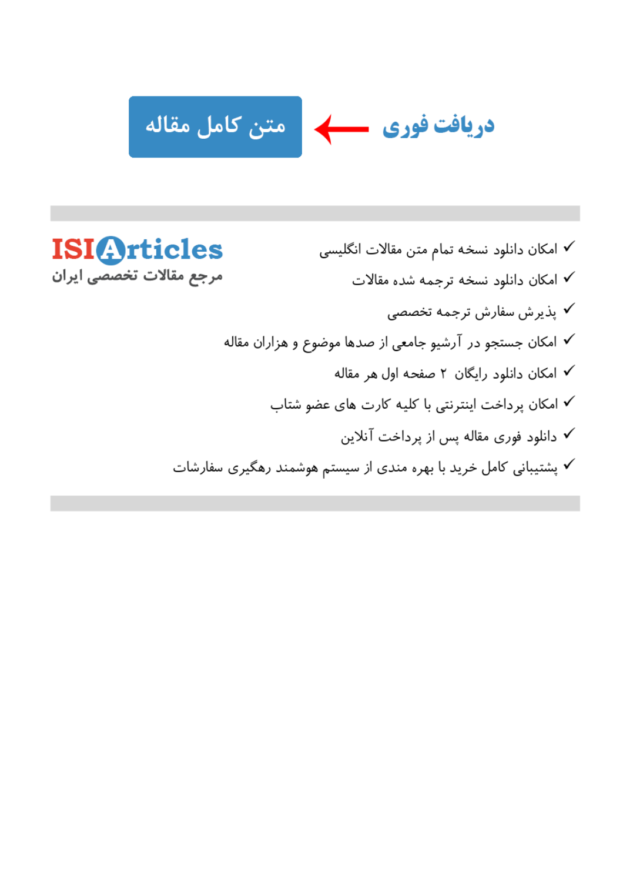دریافت فوری ← متن کامل مقاله

ISIArticles
مرجع مقالات تخصصی ایران

- ✓ امکان دانلود نسخه تمام متن مقالات انگلیسی
- ✓ امکان دانلود نسخه ترجمه شده مقالات
- ✓ پذیرش سفارش ترجمه تخصصی
- ✓ امکان جستجو در آرشیو جامعی از صدها موضوع و هزاران مقاله
- ✓ امکان دانلود رایگان ۲ صفحه اول هر مقاله
- ✓ امکان پرداخت اینترنتی با کلیه کارت های عضو شتاب
- ✓ دانلود فوری مقاله پس از پرداخت آنلاین
- ✓ پشتیبانی کامل خرید با بهره مندی از سیستم هوشمند رهگیری سفارشات